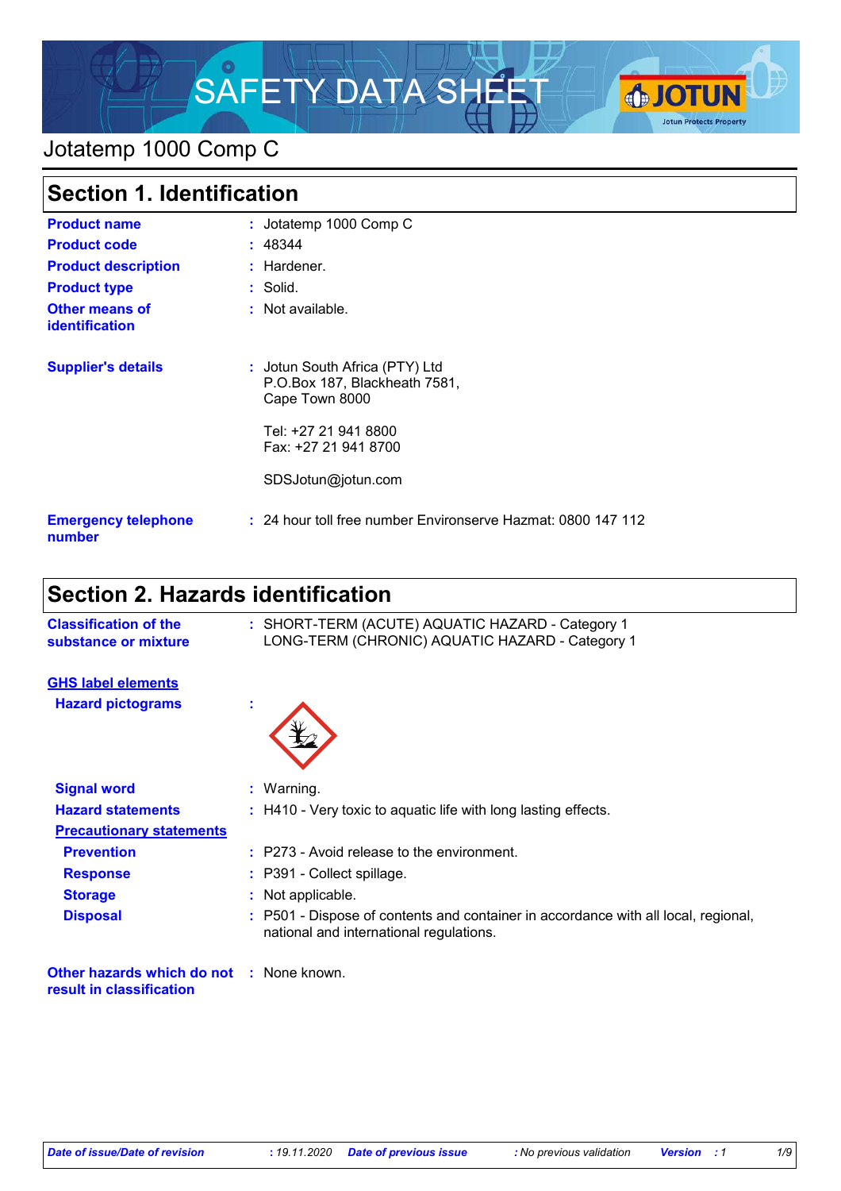# SAFETY DATA SHEET

## Jotatemp 1000 Comp C

## Section 1. Identification

| | |
|---|---|
| **Product name** | : Jotatemp 1000 Comp C |
| **Product code** | : 48344 |
| **Product description** | : Hardener. |
| **Product type** | : Solid. |
| **Other means of identification** | : Not available. |
| **Supplier's details** | : Jotun South Africa (PTY) Ltd<br>P.O.Box 187, Blackheath 7581,<br>Cape Town 8000<br><br>Tel: +27 21 941 8800<br>Fax: +27 21 941 8700<br><br>SDSJotun@jotun.com |
| **Emergency telephone number** | : 24 hour toll free number Environserve Hazmat: 0800 147 112 |

## Section 2. Hazards identification

**Classification of the substance or mixture** : SHORT-TERM (ACUTE) AQUATIC HAZARD - Category 1
LONG-TERM (CHRONIC) AQUATIC HAZARD - Category 1

**GHS label elements**

**Hazard pictograms** :

**Signal word** : Warning.

**Hazard statements** : H410 - Very toxic to aquatic life with long lasting effects.

**Precautionary statements**

**Prevention** : P273 - Avoid release to the environment.

**Response** : P391 - Collect spillage.

**Storage** : Not applicable.

**Disposal** : P501 - Dispose of contents and container in accordance with all local, regional, national and international regulations.

**Other hazards which do not result in classification** : None known.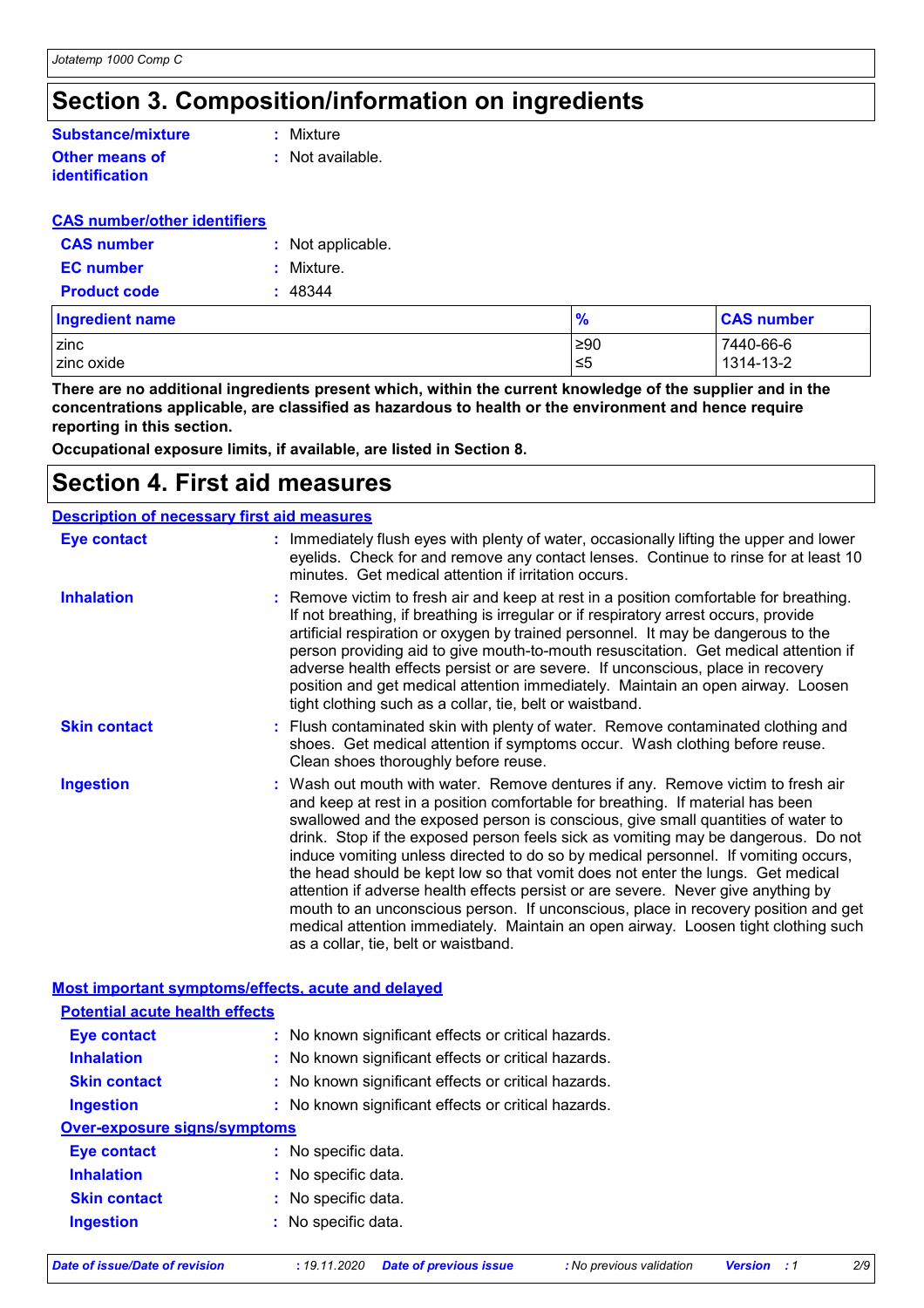## Section 3. Composition/information on ingredients

**Substance/mixture** : Mixture

**Other means of identification** : Not available.

### CAS number/other identifiers

**CAS number** : Not applicable.

**EC number** : Mixture.

**Product code** : 48344

| Ingredient name | % | CAS number |
|---|---|---|
| zinc | ≥90 | 7440-66-6 |
| zinc oxide | ≤5 | 1314-13-2 |

**There are no additional ingredients present which, within the current knowledge of the supplier and in the concentrations applicable, are classified as hazardous to health or the environment and hence require reporting in this section.**

**Occupational exposure limits, if available, are listed in Section 8.**

## Section 4. First aid measures

### Description of necessary first aid measures

**Eye contact** : Immediately flush eyes with plenty of water, occasionally lifting the upper and lower eyelids. Check for and remove any contact lenses. Continue to rinse for at least 10 minutes. Get medical attention if irritation occurs.

**Inhalation** : Remove victim to fresh air and keep at rest in a position comfortable for breathing. If not breathing, if breathing is irregular or if respiratory arrest occurs, provide artificial respiration or oxygen by trained personnel. It may be dangerous to the person providing aid to give mouth-to-mouth resuscitation. Get medical attention if adverse health effects persist or are severe. If unconscious, place in recovery position and get medical attention immediately. Maintain an open airway. Loosen tight clothing such as a collar, tie, belt or waistband.

**Skin contact** : Flush contaminated skin with plenty of water. Remove contaminated clothing and shoes. Get medical attention if symptoms occur. Wash clothing before reuse. Clean shoes thoroughly before reuse.

**Ingestion** : Wash out mouth with water. Remove dentures if any. Remove victim to fresh air and keep at rest in a position comfortable for breathing. If material has been swallowed and the exposed person is conscious, give small quantities of water to drink. Stop if the exposed person feels sick as vomiting may be dangerous. Do not induce vomiting unless directed to do so by medical personnel. If vomiting occurs, the head should be kept low so that vomit does not enter the lungs. Get medical attention if adverse health effects persist or are severe. Never give anything by mouth to an unconscious person. If unconscious, place in recovery position and get medical attention immediately. Maintain an open airway. Loosen tight clothing such as a collar, tie, belt or waistband.

### Most important symptoms/effects, acute and delayed

#### Potential acute health effects

**Eye contact** : No known significant effects or critical hazards.

**Inhalation** : No known significant effects or critical hazards.

**Skin contact** : No known significant effects or critical hazards.

**Ingestion** : No known significant effects or critical hazards.

#### Over-exposure signs/symptoms

**Eye contact** : No specific data.

**Inhalation** : No specific data.

**Skin contact** : No specific data.

**Ingestion** : No specific data.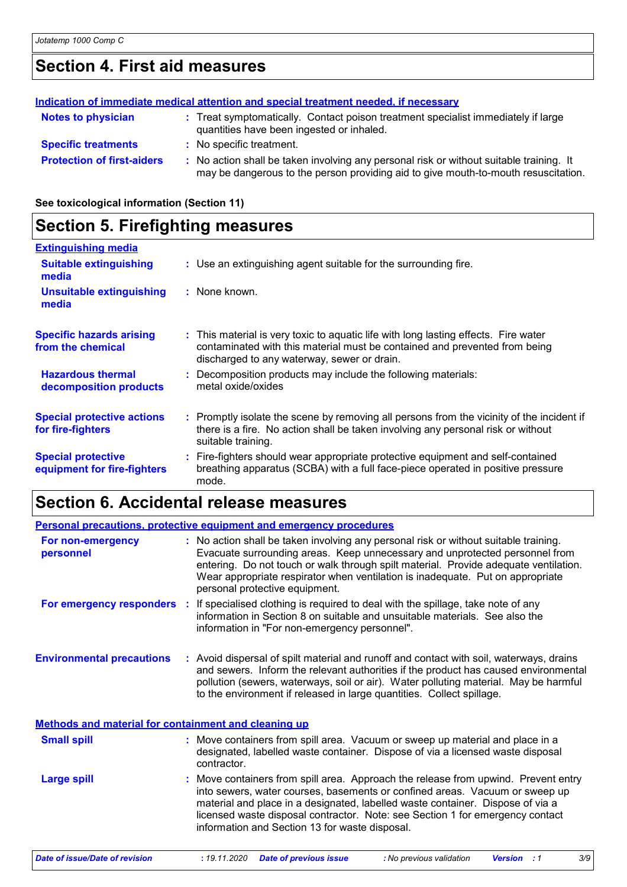## Section 4. First aid measures

**Indication of immediate medical attention and special treatment needed, if necessary**

| | |
|---|---|
| **Notes to physician** | Treat symptomatically. Contact poison treatment specialist immediately if large quantities have been ingested or inhaled. |
| **Specific treatments** | No specific treatment. |
| **Protection of first-aiders** | No action shall be taken involving any personal risk or without suitable training. It may be dangerous to the person providing aid to give mouth-to-mouth resuscitation. |

**See toxicological information (Section 11)**

## Section 5. Firefighting measures

**Extinguishing media**

| | |
|---|---|
| **Suitable extinguishing media** | Use an extinguishing agent suitable for the surrounding fire. |
| **Unsuitable extinguishing media** | None known. |
| **Specific hazards arising from the chemical** | This material is very toxic to aquatic life with long lasting effects. Fire water contaminated with this material must be contained and prevented from being discharged to any waterway, sewer or drain. |
| **Hazardous thermal decomposition products** | Decomposition products may include the following materials: metal oxide/oxides |
| **Special protective actions for fire-fighters** | Promptly isolate the scene by removing all persons from the vicinity of the incident if there is a fire. No action shall be taken involving any personal risk or without suitable training. |
| **Special protective equipment for fire-fighters** | Fire-fighters should wear appropriate protective equipment and self-contained breathing apparatus (SCBA) with a full face-piece operated in positive pressure mode. |

## Section 6. Accidental release measures

**Personal precautions, protective equipment and emergency procedures**

| | |
|---|---|
| **For non-emergency personnel** | No action shall be taken involving any personal risk or without suitable training. Evacuate surrounding areas. Keep unnecessary and unprotected personnel from entering. Do not touch or walk through spilt material. Provide adequate ventilation. Wear appropriate respirator when ventilation is inadequate. Put on appropriate personal protective equipment. |
| **For emergency responders** | If specialised clothing is required to deal with the spillage, take note of any information in Section 8 on suitable and unsuitable materials. See also the information in "For non-emergency personnel". |
| **Environmental precautions** | Avoid dispersal of spilt material and runoff and contact with soil, waterways, drains and sewers. Inform the relevant authorities if the product has caused environmental pollution (sewers, waterways, soil or air). Water polluting material. May be harmful to the environment if released in large quantities. Collect spillage. |

**Methods and material for containment and cleaning up**

| | |
|---|---|
| **Small spill** | Move containers from spill area. Vacuum or sweep up material and place in a designated, labelled waste container. Dispose of via a licensed waste disposal contractor. |
| **Large spill** | Move containers from spill area. Approach the release from upwind. Prevent entry into sewers, water courses, basements or confined areas. Vacuum or sweep up material and place in a designated, labelled waste container. Dispose of via a licensed waste disposal contractor. Note: see Section 1 for emergency contact information and Section 13 for waste disposal. |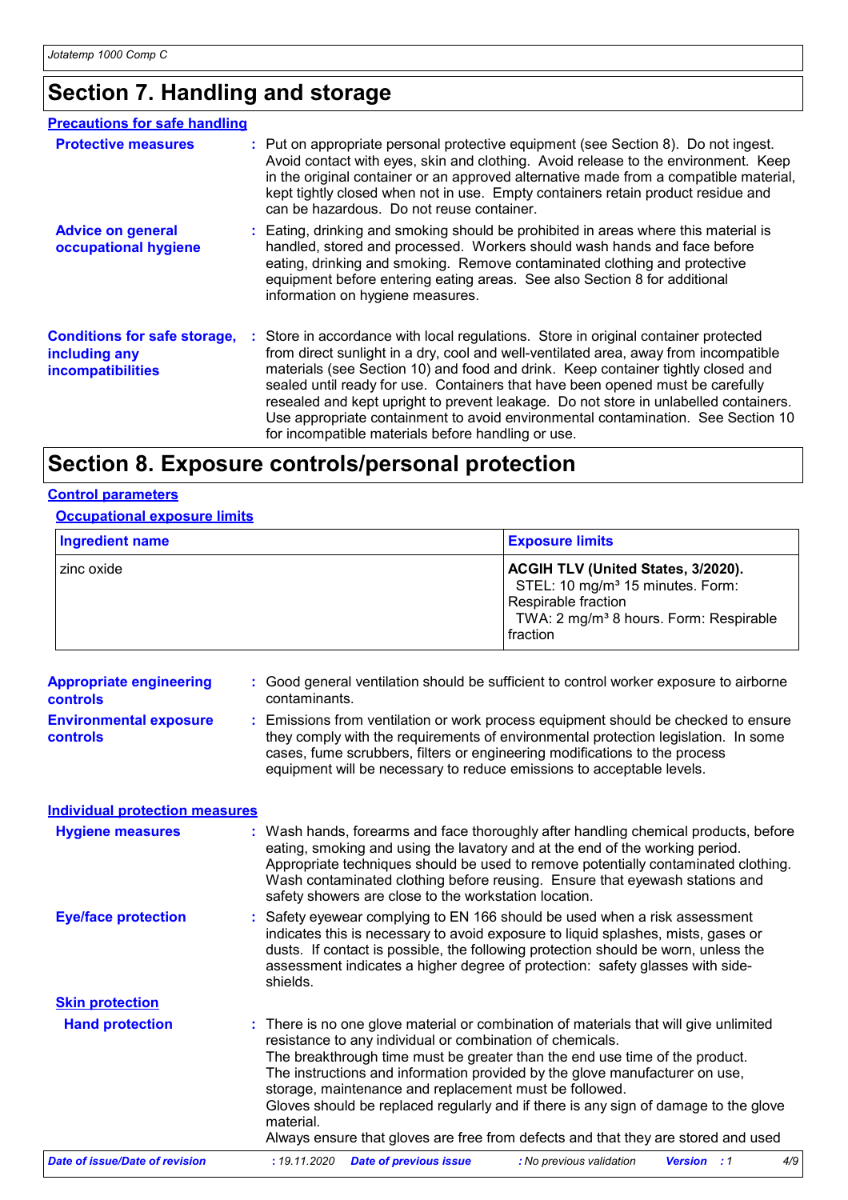# Section 7. Handling and storage

## Precautions for safe handling

**Protective measures** : Put on appropriate personal protective equipment (see Section 8). Do not ingest. Avoid contact with eyes, skin and clothing. Avoid release to the environment. Keep in the original container or an approved alternative made from a compatible material, kept tightly closed when not in use. Empty containers retain product residue and can be hazardous. Do not reuse container.

**Advice on general occupational hygiene** : Eating, drinking and smoking should be prohibited in areas where this material is handled, stored and processed. Workers should wash hands and face before eating, drinking and smoking. Remove contaminated clothing and protective equipment before entering eating areas. See also Section 8 for additional information on hygiene measures.

**Conditions for safe storage, including any incompatibilities** : Store in accordance with local regulations. Store in original container protected from direct sunlight in a dry, cool and well-ventilated area, away from incompatible materials (see Section 10) and food and drink. Keep container tightly closed and sealed until ready for use. Containers that have been opened must be carefully resealed and kept upright to prevent leakage. Do not store in unlabelled containers. Use appropriate containment to avoid environmental contamination. See Section 10 for incompatible materials before handling or use.

# Section 8. Exposure controls/personal protection

## Control parameters

### Occupational exposure limits

| Ingredient name | Exposure limits |
|---|---|
| zinc oxide | **ACGIH TLV (United States, 3/2020).** STEL: 10 mg/m³ 15 minutes. Form: Respirable fraction TWA: 2 mg/m³ 8 hours. Form: Respirable fraction |

**Appropriate engineering controls** : Good general ventilation should be sufficient to control worker exposure to airborne contaminants.

**Environmental exposure controls** : Emissions from ventilation or work process equipment should be checked to ensure they comply with the requirements of environmental protection legislation. In some cases, fume scrubbers, filters or engineering modifications to the process equipment will be necessary to reduce emissions to acceptable levels.

## Individual protection measures

**Hygiene measures** : Wash hands, forearms and face thoroughly after handling chemical products, before eating, smoking and using the lavatory and at the end of the working period. Appropriate techniques should be used to remove potentially contaminated clothing. Wash contaminated clothing before reusing. Ensure that eyewash stations and safety showers are close to the workstation location.

**Eye/face protection** : Safety eyewear complying to EN 166 should be used when a risk assessment indicates this is necessary to avoid exposure to liquid splashes, mists, gases or dusts. If contact is possible, the following protection should be worn, unless the assessment indicates a higher degree of protection: safety glasses with side-shields.

### Skin protection

**Hand protection** : There is no one glove material or combination of materials that will give unlimited resistance to any individual or combination of chemicals.
The breakthrough time must be greater than the end use time of the product.
The instructions and information provided by the glove manufacturer on use, storage, maintenance and replacement must be followed.
Gloves should be replaced regularly and if there is any sign of damage to the glove material.
Always ensure that gloves are free from defects and that they are stored and used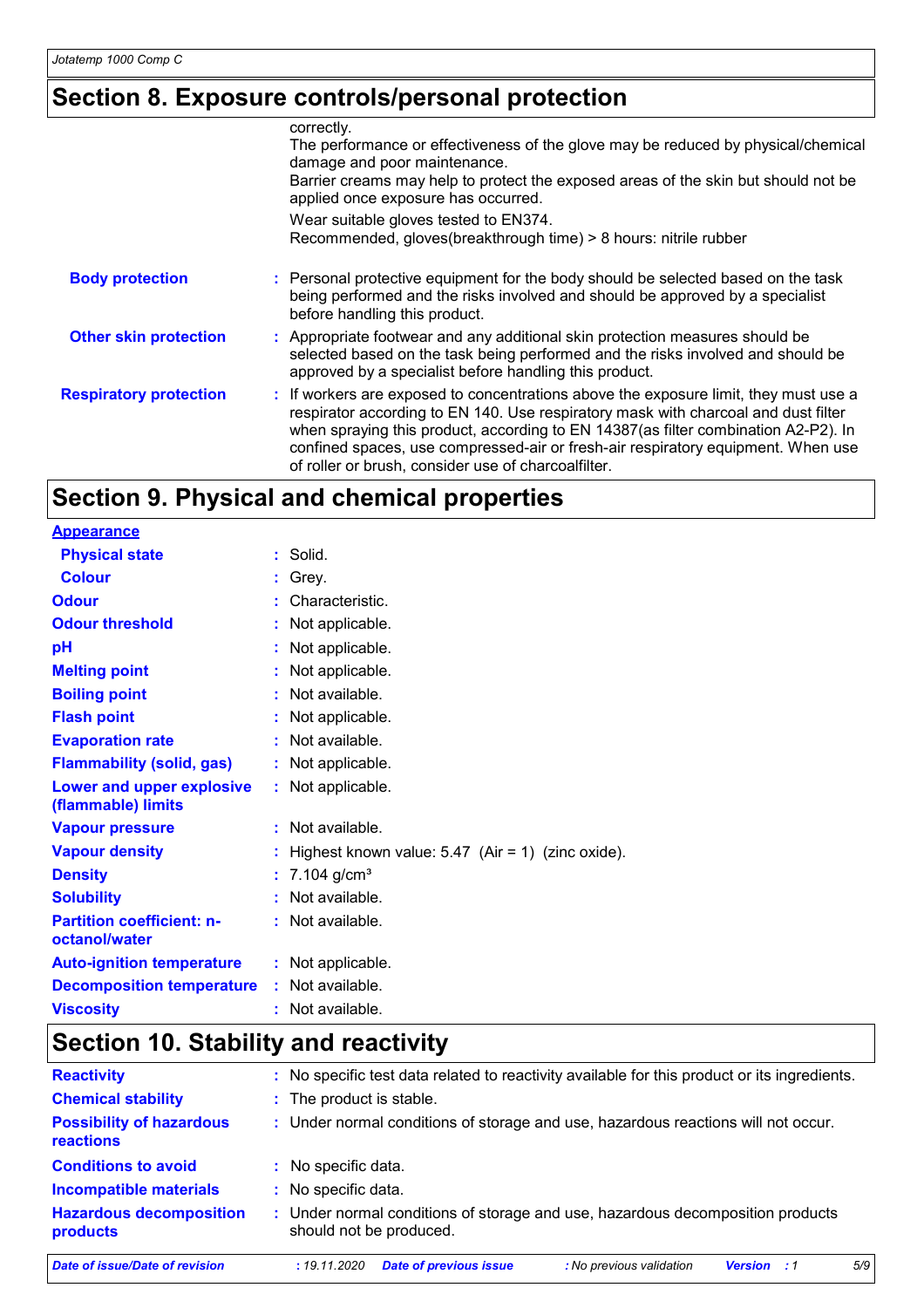## Section 8. Exposure controls/personal protection

correctly.
The performance or effectiveness of the glove may be reduced by physical/chemical damage and poor maintenance.
Barrier creams may help to protect the exposed areas of the skin but should not be applied once exposure has occurred.
Wear suitable gloves tested to EN374.
Recommended, gloves(breakthrough time) > 8 hours: nitrile rubber

| | |
|---|---|
| **Body protection** | : Personal protective equipment for the body should be selected based on the task being performed and the risks involved and should be approved by a specialist before handling this product. |
| **Other skin protection** | : Appropriate footwear and any additional skin protection measures should be selected based on the task being performed and the risks involved and should be approved by a specialist before handling this product. |
| **Respiratory protection** | : If workers are exposed to concentrations above the exposure limit, they must use a respirator according to EN 140. Use respiratory mask with charcoal and dust filter when spraying this product, according to EN 14387(as filter combination A2-P2). In confined spaces, use compressed-air or fresh-air respiratory equipment. When use of roller or brush, consider use of charcoalfilter. |

## Section 9. Physical and chemical properties

**Appearance**

| | |
|---|---|
| **Physical state** | : Solid. |
| **Colour** | : Grey. |
| **Odour** | : Characteristic. |
| **Odour threshold** | : Not applicable. |
| **pH** | : Not applicable. |
| **Melting point** | : Not applicable. |
| **Boiling point** | : Not available. |
| **Flash point** | : Not applicable. |
| **Evaporation rate** | : Not available. |
| **Flammability (solid, gas)** | : Not applicable. |
| **Lower and upper explosive (flammable) limits** | : Not applicable. |
| **Vapour pressure** | : Not available. |
| **Vapour density** | : Highest known value: 5.47 (Air = 1) (zinc oxide). |
| **Density** | : 7.104 g/cm³ |
| **Solubility** | : Not available. |
| **Partition coefficient: n-octanol/water** | : Not available. |
| **Auto-ignition temperature** | : Not applicable. |
| **Decomposition temperature** | : Not available. |
| **Viscosity** | : Not available. |

## Section 10. Stability and reactivity

| | |
|---|---|
| **Reactivity** | : No specific test data related to reactivity available for this product or its ingredients. |
| **Chemical stability** | : The product is stable. |
| **Possibility of hazardous reactions** | : Under normal conditions of storage and use, hazardous reactions will not occur. |
| **Conditions to avoid** | : No specific data. |
| **Incompatible materials** | : No specific data. |
| **Hazardous decomposition products** | : Under normal conditions of storage and use, hazardous decomposition products should not be produced. |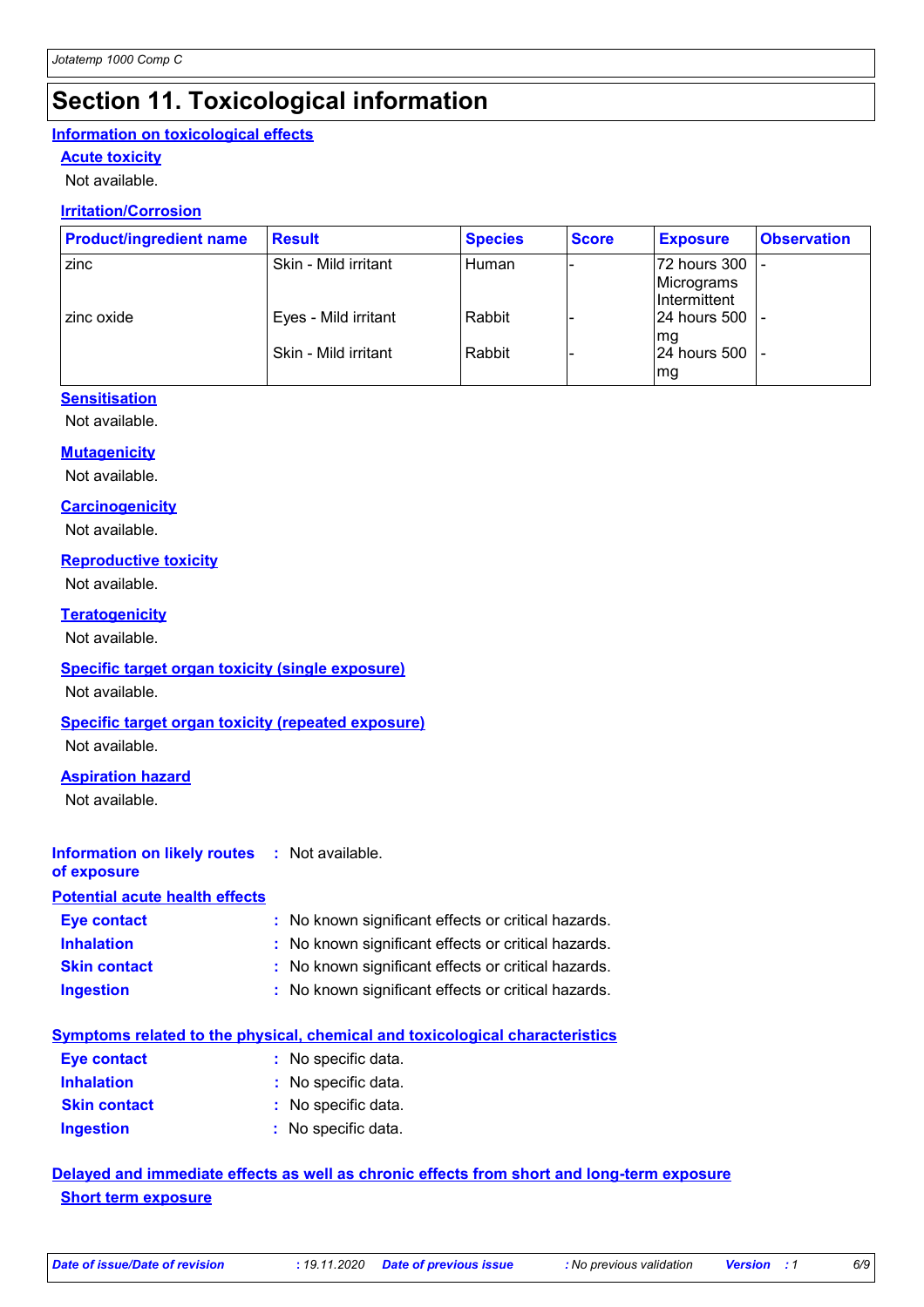# Section 11. Toxicological information

## Information on toxicological effects

### Acute toxicity

Not available.

### Irritation/Corrosion

| Product/ingredient name | Result | Species | Score | Exposure | Observation |
|---|---|---|---|---|---|
| zinc | Skin - Mild irritant | Human | - | 72 hours 300 Micrograms Intermittent | - |
| zinc oxide | Eyes - Mild irritant | Rabbit | - | 24 hours 500 mg | - |
| | Skin - Mild irritant | Rabbit | - | 24 hours 500 mg | - |

### Sensitisation

Not available.

### Mutagenicity

Not available.

### Carcinogenicity

Not available.

### Reproductive toxicity

Not available.

### Teratogenicity

Not available.

### Specific target organ toxicity (single exposure)

Not available.

### Specific target organ toxicity (repeated exposure)

Not available.

### Aspiration hazard

Not available.

**Information on likely routes of exposure** : Not available.

## Potential acute health effects

**Eye contact** : No known significant effects or critical hazards.
**Inhalation** : No known significant effects or critical hazards.
**Skin contact** : No known significant effects or critical hazards.
**Ingestion** : No known significant effects or critical hazards.

## Symptoms related to the physical, chemical and toxicological characteristics

**Eye contact** : No specific data.
**Inhalation** : No specific data.
**Skin contact** : No specific data.
**Ingestion** : No specific data.

## Delayed and immediate effects as well as chronic effects from short and long-term exposure

### Short term exposure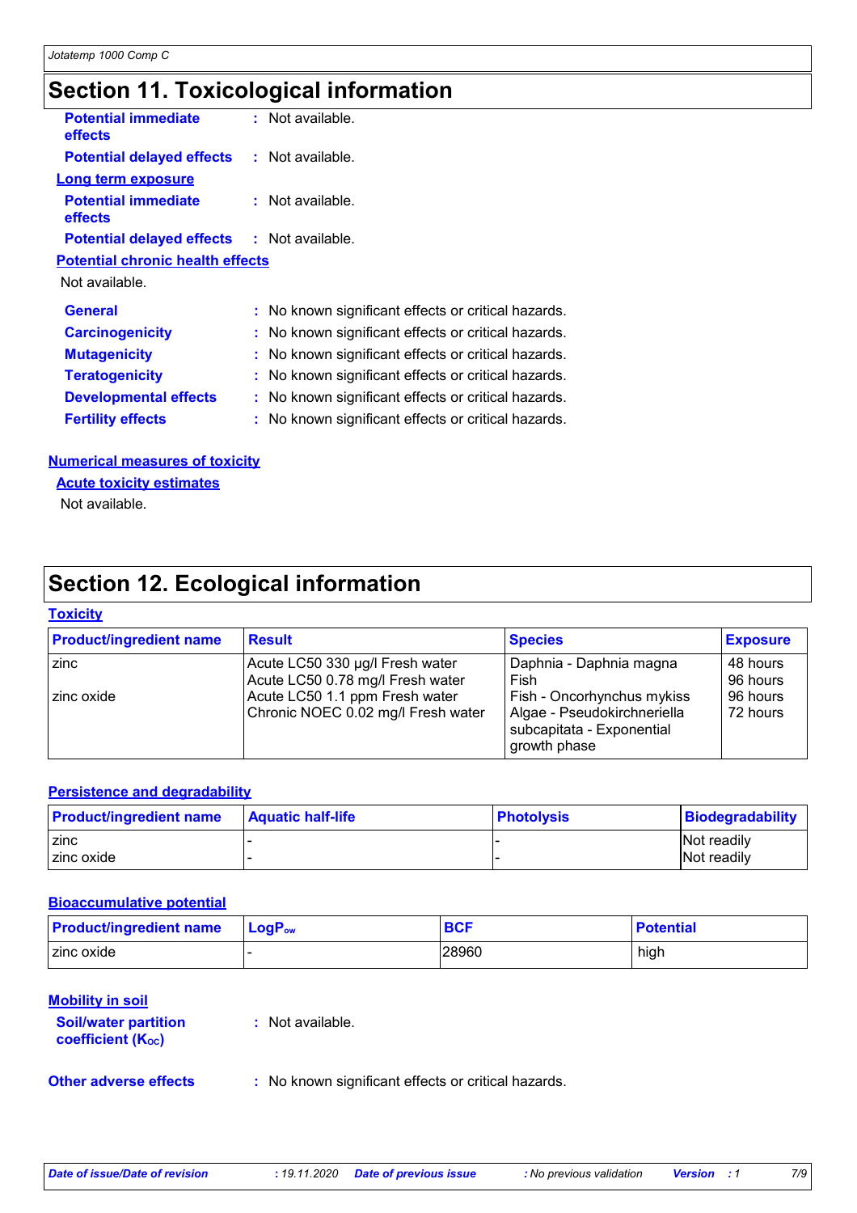# Section 11. Toxicological information

**Potential immediate effects** : Not available.

**Potential delayed effects** : Not available.

**Long term exposure**

**Potential immediate effects** : Not available.

**Potential delayed effects** : Not available.

**Potential chronic health effects**

Not available.

**General** : No known significant effects or critical hazards.

**Carcinogenicity** : No known significant effects or critical hazards.

**Mutagenicity** : No known significant effects or critical hazards.

**Teratogenicity** : No known significant effects or critical hazards.

**Developmental effects** : No known significant effects or critical hazards.

**Fertility effects** : No known significant effects or critical hazards.

**Numerical measures of toxicity**

**Acute toxicity estimates**

Not available.

# Section 12. Ecological information

**Toxicity**

| Product/ingredient name | Result | Species | Exposure |
|---|---|---|---|
| zinc | Acute LC50 330 µg/l Fresh water | Daphnia - Daphnia magna | 48 hours |
| | Acute LC50 0.78 mg/l Fresh water | Fish | 96 hours |
| zinc oxide | Acute LC50 1.1 ppm Fresh water | Fish - Oncorhynchus mykiss | 96 hours |
| | Chronic NOEC 0.02 mg/l Fresh water | Algae - Pseudokirchneriella subcapitata - Exponential growth phase | 72 hours |

**Persistence and degradability**

| Product/ingredient name | Aquatic half-life | Photolysis | Biodegradability |
|---|---|---|---|
| zinc | - | - | Not readily |
| zinc oxide | - | - | Not readily |

**Bioaccumulative potential**

| Product/ingredient name | $LogP_{ow}$ | BCF | Potential |
|---|---|---|---|
| zinc oxide | - | 28960 | high |

**Mobility in soil**

**Soil/water partition coefficient ($K_{OC}$)** : Not available.

**Other adverse effects** : No known significant effects or critical hazards.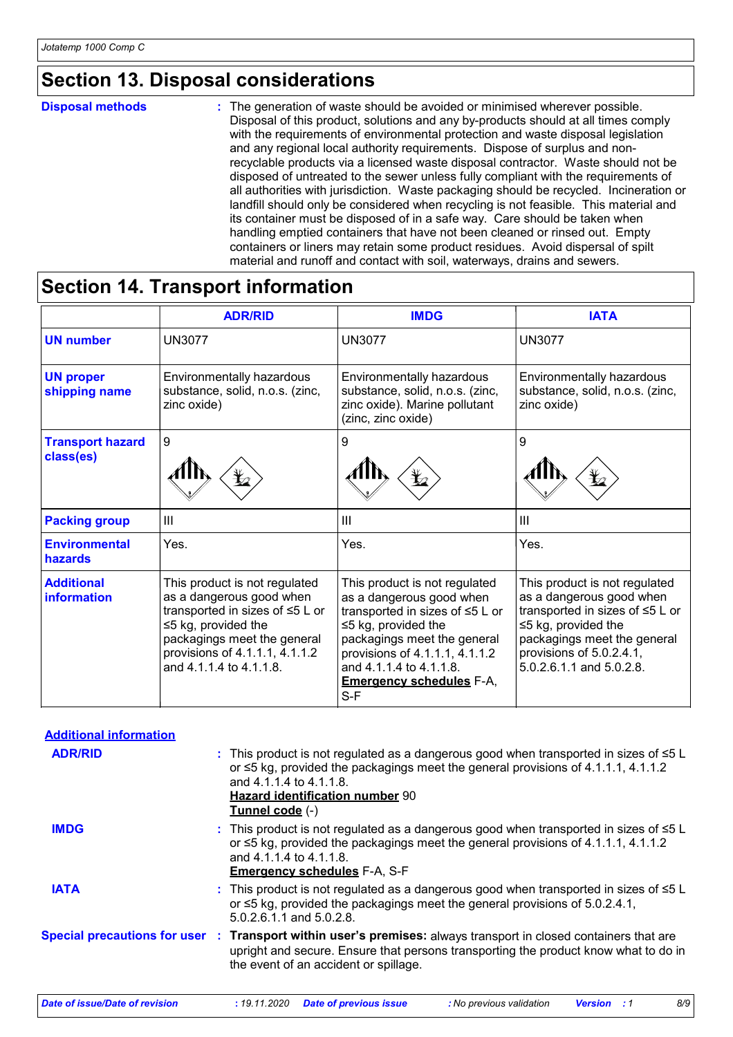## Section 13. Disposal considerations

**Disposal methods** : The generation of waste should be avoided or minimised wherever possible. Disposal of this product, solutions and any by-products should at all times comply with the requirements of environmental protection and waste disposal legislation and any regional local authority requirements. Dispose of surplus and non-recyclable products via a licensed waste disposal contractor. Waste should not be disposed of untreated to the sewer unless fully compliant with the requirements of all authorities with jurisdiction. Waste packaging should be recycled. Incineration or landfill should only be considered when recycling is not feasible. This material and its container must be disposed of in a safe way. Care should be taken when handling emptied containers that have not been cleaned or rinsed out. Empty containers or liners may retain some product residues. Avoid dispersal of spilt material and runoff and contact with soil, waterways, drains and sewers.

## Section 14. Transport information

| | ADR/RID | IMDG | IATA |
|---|---|---|---|
| **UN number** | UN3077 | UN3077 | UN3077 |
| **UN proper shipping name** | Environmentally hazardous substance, solid, n.o.s. (zinc, zinc oxide) | Environmentally hazardous substance, solid, n.o.s. (zinc, zinc oxide). Marine pollutant (zinc, zinc oxide) | Environmentally hazardous substance, solid, n.o.s. (zinc, zinc oxide) |
| **Transport hazard class(es)** | 9 | 9 | 9 |
| **Packing group** | III | III | III |
| **Environmental hazards** | Yes. | Yes. | Yes. |
| **Additional information** | This product is not regulated as a dangerous good when transported in sizes of ≤5 L or ≤5 kg, provided the packagings meet the general provisions of 4.1.1.1, 4.1.1.2 and 4.1.1.4 to 4.1.1.8. | This product is not regulated as a dangerous good when transported in sizes of ≤5 L or ≤5 kg, provided the packagings meet the general provisions of 4.1.1.1, 4.1.1.2 and 4.1.1.4 to 4.1.1.8. **Emergency schedules** F-A, S-F | This product is not regulated as a dangerous good when transported in sizes of ≤5 L or ≤5 kg, provided the packagings meet the general provisions of 5.0.2.4.1, 5.0.2.6.1.1 and 5.0.2.8. |

**Additional information**

**ADR/RID** : This product is not regulated as a dangerous good when transported in sizes of ≤5 L or ≤5 kg, provided the packagings meet the general provisions of 4.1.1.1, 4.1.1.2 and 4.1.1.4 to 4.1.1.8.
**Hazard identification number** 90
**Tunnel code** (-)

**IMDG** : This product is not regulated as a dangerous good when transported in sizes of ≤5 L or ≤5 kg, provided the packagings meet the general provisions of 4.1.1.1, 4.1.1.2 and 4.1.1.4 to 4.1.1.8.
**Emergency schedules** F-A, S-F

**IATA** : This product is not regulated as a dangerous good when transported in sizes of ≤5 L or ≤5 kg, provided the packagings meet the general provisions of 5.0.2.4.1, 5.0.2.6.1.1 and 5.0.2.8.

**Special precautions for user** : **Transport within user's premises:** always transport in closed containers that are upright and secure. Ensure that persons transporting the product know what to do in the event of an accident or spillage.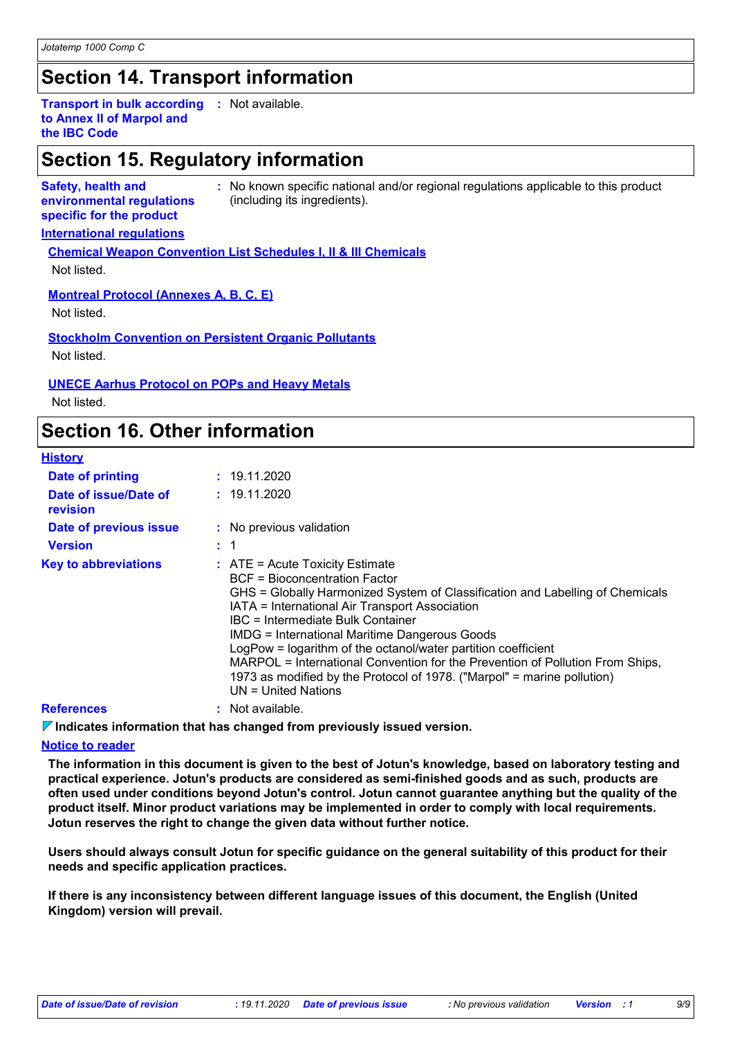## Section 14. Transport information

**Transport in bulk according to Annex II of Marpol and the IBC Code** : Not available.

## Section 15. Regulatory information

**Safety, health and environmental regulations specific for the product** : No known specific national and/or regional regulations applicable to this product (including its ingredients).

**International regulations**

**Chemical Weapon Convention List Schedules I, II & III Chemicals**

Not listed.

**Montreal Protocol (Annexes A, B, C, E)**

Not listed.

**Stockholm Convention on Persistent Organic Pollutants**

Not listed.

**UNECE Aarhus Protocol on POPs and Heavy Metals**

Not listed.

## Section 16. Other information

**History**

**Date of printing** : 19.11.2020

**Date of issue/Date of revision** : 19.11.2020

**Date of previous issue** : No previous validation

**Version** : 1

**Key to abbreviations** :
ATE = Acute Toxicity Estimate
BCF = Bioconcentration Factor
GHS = Globally Harmonized System of Classification and Labelling of Chemicals
IATA = International Air Transport Association
IBC = Intermediate Bulk Container
IMDG = International Maritime Dangerous Goods
LogPow = logarithm of the octanol/water partition coefficient
MARPOL = International Convention for the Prevention of Pollution From Ships, 1973 as modified by the Protocol of 1978. ("Marpol" = marine pollution)
UN = United Nations

**References** : Not available.

**Indicates information that has changed from previously issued version.**

**Notice to reader**

**The information in this document is given to the best of Jotun's knowledge, based on laboratory testing and practical experience. Jotun's products are considered as semi-finished goods and as such, products are often used under conditions beyond Jotun's control. Jotun cannot guarantee anything but the quality of the product itself. Minor product variations may be implemented in order to comply with local requirements. Jotun reserves the right to change the given data without further notice.**

**Users should always consult Jotun for specific guidance on the general suitability of this product for their needs and specific application practices.**

**If there is any inconsistency between different language issues of this document, the English (United Kingdom) version will prevail.**